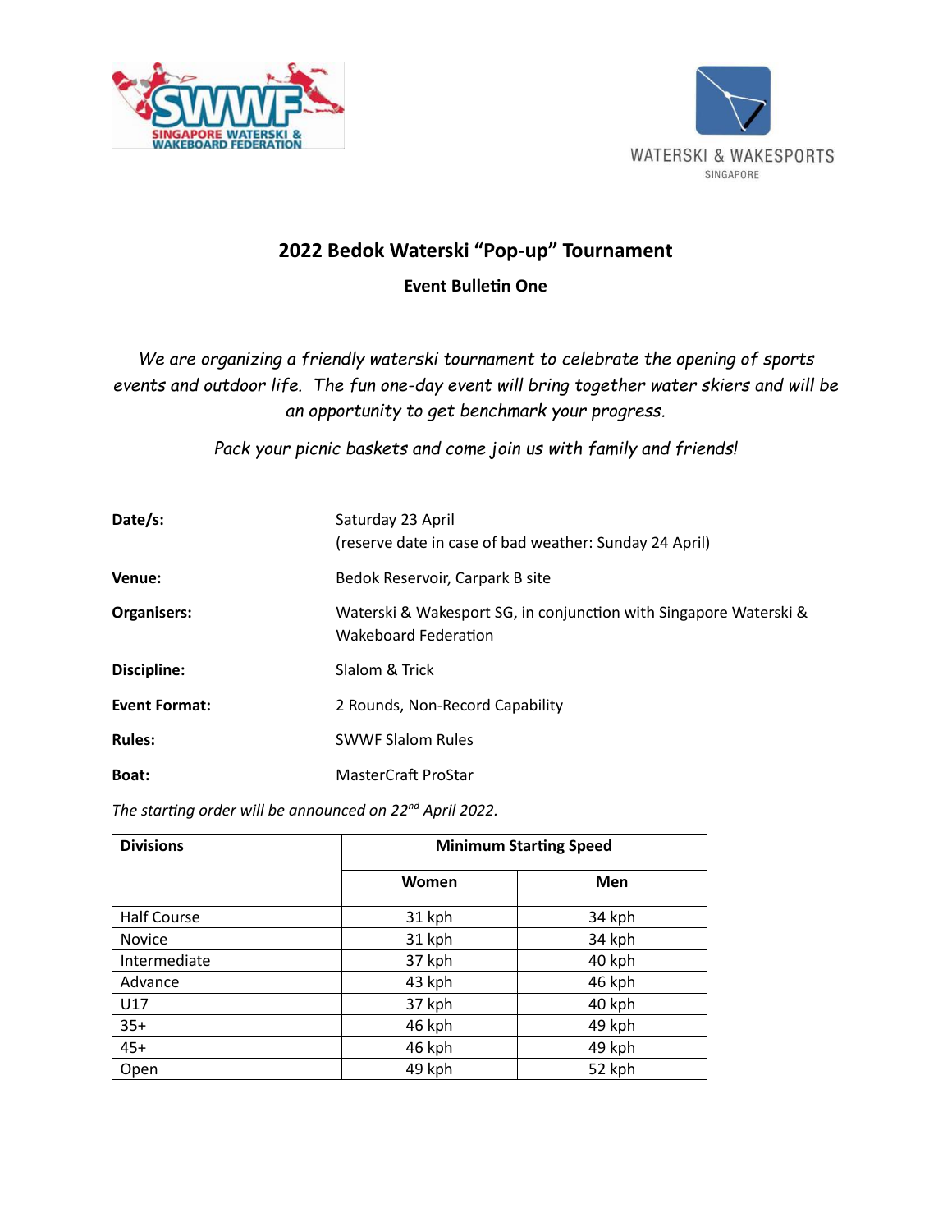# 2022 Bedok Waterski "Pop-up" Tournament

## Event Bulletin One

*We are organizing a friendly waterski tournament to celebrate the opening of sports events and outdoor life. The fun one-day event will bring together water skiers and will be an opportunity to get benchmark your progress.*

*Pack your picnic baskets and come join us with family and friends!*

**Date/s:** Saturday 23 April
(reserve date in case of bad weather: Sunday 24 April)

**Venue:** Bedok Reservoir, Carpark B site

**Organisers:** Waterski & Wakesport SG, in conjunction with Singapore Waterski & Wakeboard Federation

**Discipline:** Slalom & Trick

**Event Format:** 2 Rounds, Non-Record Capability

**Rules:** SWWF Slalom Rules

**Boat:** MasterCraft ProStar

*The starting order will be announced on 22nd April 2022.*

| Divisions | Minimum Starting Speed | |
|---|---|---|
| | **Women** | **Men** |
| Half Course | 31 kph | 34 kph |
| Novice | 31 kph | 34 kph |
| Intermediate | 37 kph | 40 kph |
| Advance | 43 kph | 46 kph |
| U17 | 37 kph | 40 kph |
| 35+ | 46 kph | 49 kph |
| 45+ | 46 kph | 49 kph |
| Open | 49 kph | 52 kph |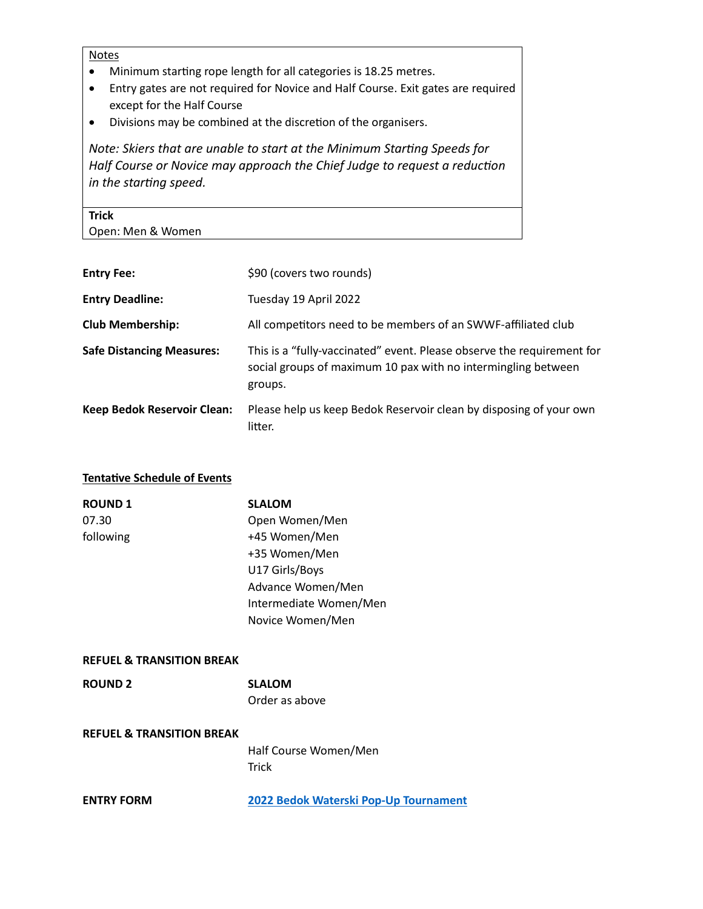Notes

- Minimum starting rope length for all categories is 18.25 metres.
- Entry gates are not required for Novice and Half Course. Exit gates are required except for the Half Course
- Divisions may be combined at the discretion of the organisers.

*Note: Skiers that are unable to start at the Minimum Starting Speeds for Half Course or Novice may approach the Chief Judge to request a reduction in the starting speed.*

**Trick**
Open: Men & Women

| | |
|---|---|
| **Entry Fee:** | $90 (covers two rounds) |
| **Entry Deadline:** | Tuesday 19 April 2022 |
| **Club Membership:** | All competitors need to be members of an SWWF-affiliated club |
| **Safe Distancing Measures:** | This is a "fully-vaccinated" event. Please observe the requirement for social groups of maximum 10 pax with no intermingling between groups. |
| **Keep Bedok Reservoir Clean:** | Please help us keep Bedok Reservoir clean by disposing of your own litter. |

**Tentative Schedule of Events**

| | |
|---|---|
| **ROUND 1** | **SLALOM** |
| 07.30 | Open Women/Men |
| following | +45 Women/Men |
| | +35 Women/Men |
| | U17 Girls/Boys |
| | Advance Women/Men |
| | Intermediate Women/Men |
| | Novice Women/Men |
| **REFUEL & TRANSITION BREAK** | |
| **ROUND 2** | **SLALOM** |
| | Order as above |
| **REFUEL & TRANSITION BREAK** | |
| | Half Course Women/Men |
| | Trick |
| **ENTRY FORM** | **2022 Bedok Waterski Pop-Up Tournament** |